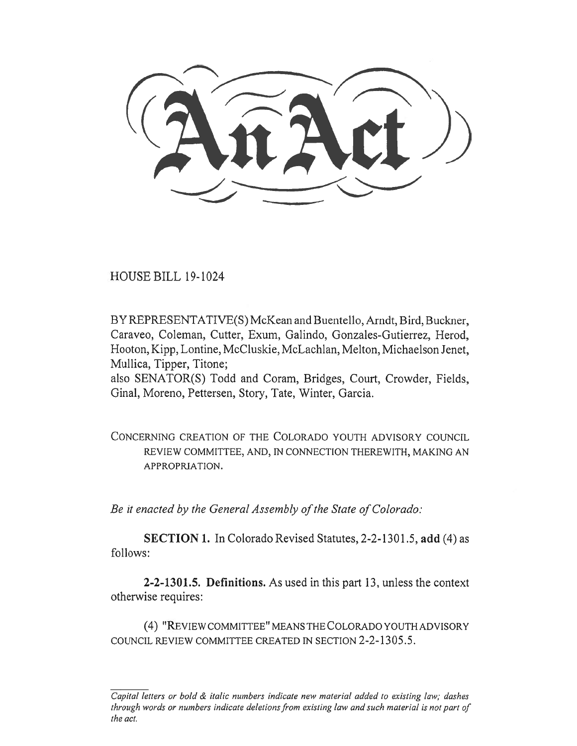# An Act

HOUSE BILL 19-1024

BY REPRESENTATIVE(S) McKean and Buentello, Arndt, Bird, Buckner, Caraveo, Coleman, Cutter, Exum, Galindo, Gonzales-Gutierrez, Herod, Hooton, Kipp, Lontine, McCluskie, McLachlan, Melton, Michaelson Jenet, Mullica, Tipper, Titone;
also SENATOR(S) Todd and Coram, Bridges, Court, Crowder, Fields, Ginal, Moreno, Pettersen, Story, Tate, Winter, Garcia.

CONCERNING CREATION OF THE COLORADO YOUTH ADVISORY COUNCIL REVIEW COMMITTEE, AND, IN CONNECTION THEREWITH, MAKING AN APPROPRIATION.

*Be it enacted by the General Assembly of the State of Colorado:*

**SECTION 1.** In Colorado Revised Statutes, 2-2-1301.5, **add** (4) as follows:

**2-2-1301.5. Definitions.** As used in this part 13, unless the context otherwise requires:

(4) "REVIEW COMMITTEE" MEANS THE COLORADO YOUTH ADVISORY COUNCIL REVIEW COMMITTEE CREATED IN SECTION 2-2-1305.5.

*Capital letters or bold & italic numbers indicate new material added to existing law; dashes through words or numbers indicate deletions from existing law and such material is not part of the act.*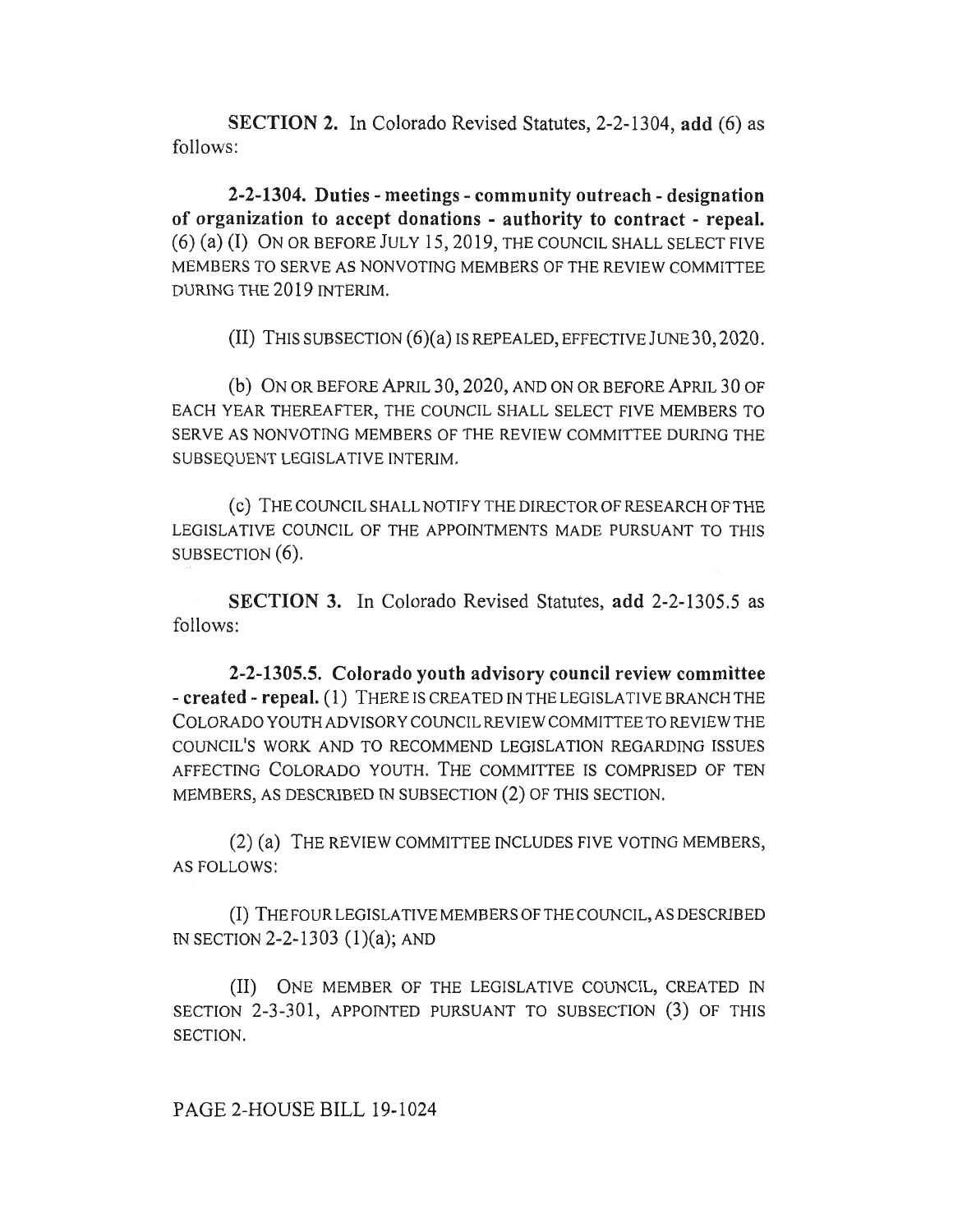**SECTION 2.** In Colorado Revised Statutes, 2-2-1304, **add** (6) as follows:

**2-2-1304. Duties - meetings - community outreach - designation of organization to accept donations - authority to contract - repeal.** (6) (a) (I) ON OR BEFORE JULY 15, 2019, THE COUNCIL SHALL SELECT FIVE MEMBERS TO SERVE AS NONVOTING MEMBERS OF THE REVIEW COMMITTEE DURING THE 2019 INTERIM.

(II) THIS SUBSECTION (6)(a) IS REPEALED, EFFECTIVE JUNE 30, 2020.

(b) ON OR BEFORE APRIL 30, 2020, AND ON OR BEFORE APRIL 30 OF EACH YEAR THEREAFTER, THE COUNCIL SHALL SELECT FIVE MEMBERS TO SERVE AS NONVOTING MEMBERS OF THE REVIEW COMMITTEE DURING THE SUBSEQUENT LEGISLATIVE INTERIM.

(c) THE COUNCIL SHALL NOTIFY THE DIRECTOR OF RESEARCH OF THE LEGISLATIVE COUNCIL OF THE APPOINTMENTS MADE PURSUANT TO THIS SUBSECTION (6).

**SECTION 3.** In Colorado Revised Statutes, **add** 2-2-1305.5 as follows:

**2-2-1305.5. Colorado youth advisory council review committee - created - repeal.** (1) THERE IS CREATED IN THE LEGISLATIVE BRANCH THE COLORADO YOUTH ADVISORY COUNCIL REVIEW COMMITTEE TO REVIEW THE COUNCIL'S WORK AND TO RECOMMEND LEGISLATION REGARDING ISSUES AFFECTING COLORADO YOUTH. THE COMMITTEE IS COMPRISED OF TEN MEMBERS, AS DESCRIBED IN SUBSECTION (2) OF THIS SECTION.

(2) (a) THE REVIEW COMMITTEE INCLUDES FIVE VOTING MEMBERS, AS FOLLOWS:

(I) THE FOUR LEGISLATIVE MEMBERS OF THE COUNCIL, AS DESCRIBED IN SECTION 2-2-1303 (1)(a); AND

(II) ONE MEMBER OF THE LEGISLATIVE COUNCIL, CREATED IN SECTION 2-3-301, APPOINTED PURSUANT TO SUBSECTION (3) OF THIS SECTION.

PAGE 2-HOUSE BILL 19-1024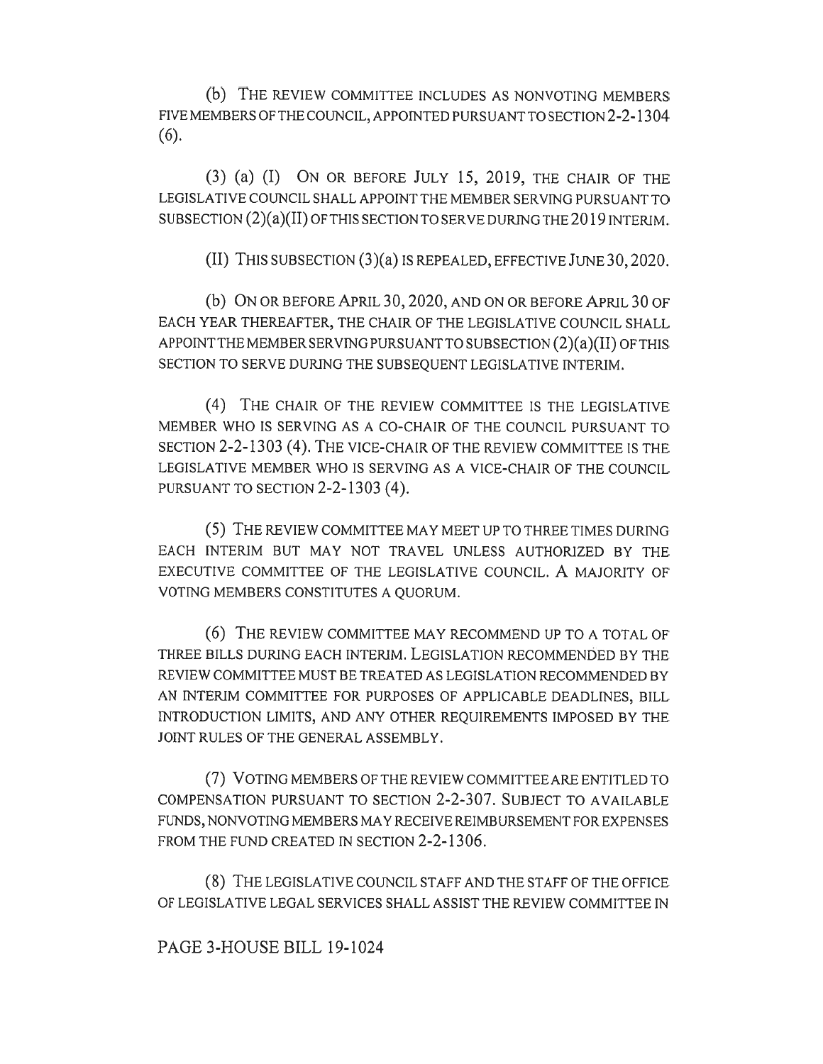(b) THE REVIEW COMMITTEE INCLUDES AS NONVOTING MEMBERS FIVE MEMBERS OF THE COUNCIL, APPOINTED PURSUANT TO SECTION 2-2-1304 (6).

(3) (a) (I) ON OR BEFORE JULY 15, 2019, THE CHAIR OF THE LEGISLATIVE COUNCIL SHALL APPOINT THE MEMBER SERVING PURSUANT TO SUBSECTION (2)(a)(II) OF THIS SECTION TO SERVE DURING THE 2019 INTERIM.

(II) THIS SUBSECTION (3)(a) IS REPEALED, EFFECTIVE JUNE 30, 2020.

(b) ON OR BEFORE APRIL 30, 2020, AND ON OR BEFORE APRIL 30 OF EACH YEAR THEREAFTER, THE CHAIR OF THE LEGISLATIVE COUNCIL SHALL APPOINT THE MEMBER SERVING PURSUANT TO SUBSECTION (2)(a)(II) OF THIS SECTION TO SERVE DURING THE SUBSEQUENT LEGISLATIVE INTERIM.

(4) THE CHAIR OF THE REVIEW COMMITTEE IS THE LEGISLATIVE MEMBER WHO IS SERVING AS A CO-CHAIR OF THE COUNCIL PURSUANT TO SECTION 2-2-1303 (4). THE VICE-CHAIR OF THE REVIEW COMMITTEE IS THE LEGISLATIVE MEMBER WHO IS SERVING AS A VICE-CHAIR OF THE COUNCIL PURSUANT TO SECTION 2-2-1303 (4).

(5) THE REVIEW COMMITTEE MAY MEET UP TO THREE TIMES DURING EACH INTERIM BUT MAY NOT TRAVEL UNLESS AUTHORIZED BY THE EXECUTIVE COMMITTEE OF THE LEGISLATIVE COUNCIL. A MAJORITY OF VOTING MEMBERS CONSTITUTES A QUORUM.

(6) THE REVIEW COMMITTEE MAY RECOMMEND UP TO A TOTAL OF THREE BILLS DURING EACH INTERIM. LEGISLATION RECOMMENDED BY THE REVIEW COMMITTEE MUST BE TREATED AS LEGISLATION RECOMMENDED BY AN INTERIM COMMITTEE FOR PURPOSES OF APPLICABLE DEADLINES, BILL INTRODUCTION LIMITS, AND ANY OTHER REQUIREMENTS IMPOSED BY THE JOINT RULES OF THE GENERAL ASSEMBLY.

(7) VOTING MEMBERS OF THE REVIEW COMMITTEE ARE ENTITLED TO COMPENSATION PURSUANT TO SECTION 2-2-307. SUBJECT TO AVAILABLE FUNDS, NONVOTING MEMBERS MAY RECEIVE REIMBURSEMENT FOR EXPENSES FROM THE FUND CREATED IN SECTION 2-2-1306.

(8) THE LEGISLATIVE COUNCIL STAFF AND THE STAFF OF THE OFFICE OF LEGISLATIVE LEGAL SERVICES SHALL ASSIST THE REVIEW COMMITTEE IN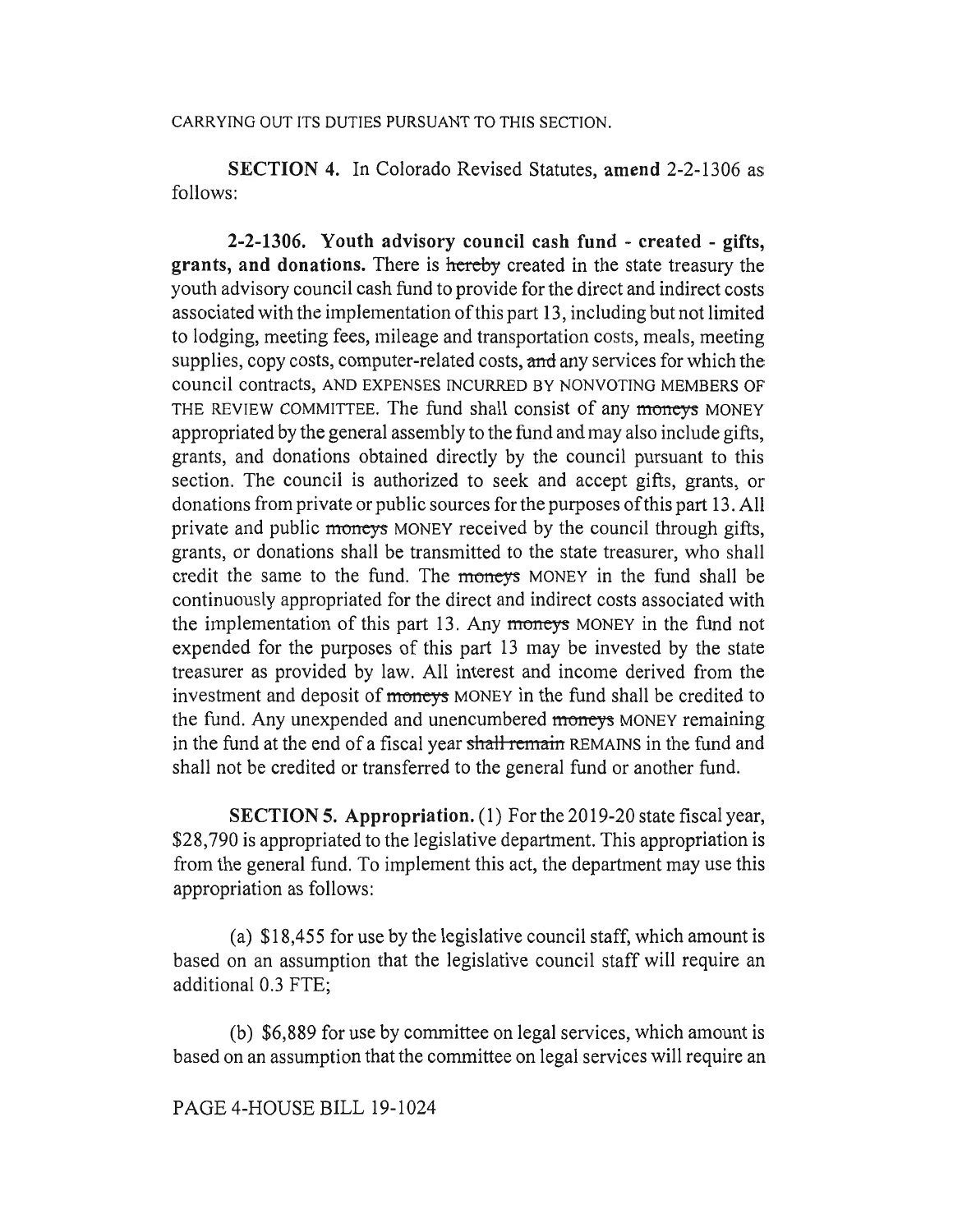CARRYING OUT ITS DUTIES PURSUANT TO THIS SECTION.

**SECTION 4.** In Colorado Revised Statutes, **amend** 2-2-1306 as follows:

**2-2-1306. Youth advisory council cash fund - created - gifts, grants, and donations.** There is ~~hereby~~ created in the state treasury the youth advisory council cash fund to provide for the direct and indirect costs associated with the implementation of this part 13, including but not limited to lodging, meeting fees, mileage and transportation costs, meals, meeting supplies, copy costs, computer-related costs, ~~and~~ any services for which the council contracts, AND EXPENSES INCURRED BY NONVOTING MEMBERS OF THE REVIEW COMMITTEE. The fund shall consist of any ~~moneys~~ MONEY appropriated by the general assembly to the fund and may also include gifts, grants, and donations obtained directly by the council pursuant to this section. The council is authorized to seek and accept gifts, grants, or donations from private or public sources for the purposes of this part 13. All private and public ~~moneys~~ MONEY received by the council through gifts, grants, or donations shall be transmitted to the state treasurer, who shall credit the same to the fund. The ~~moneys~~ MONEY in the fund shall be continuously appropriated for the direct and indirect costs associated with the implementation of this part 13. Any ~~moneys~~ MONEY in the fund not expended for the purposes of this part 13 may be invested by the state treasurer as provided by law. All interest and income derived from the investment and deposit of ~~moneys~~ MONEY in the fund shall be credited to the fund. Any unexpended and unencumbered ~~moneys~~ MONEY remaining in the fund at the end of a fiscal year ~~shall remain~~ REMAINS in the fund and shall not be credited or transferred to the general fund or another fund.

**SECTION 5. Appropriation.** (1) For the 2019-20 state fiscal year, $28,790 is appropriated to the legislative department. This appropriation is from the general fund. To implement this act, the department may use this appropriation as follows:

(a) $18,455 for use by the legislative council staff, which amount is based on an assumption that the legislative council staff will require an additional 0.3 FTE;

(b) $6,889 for use by committee on legal services, which amount is based on an assumption that the committee on legal services will require an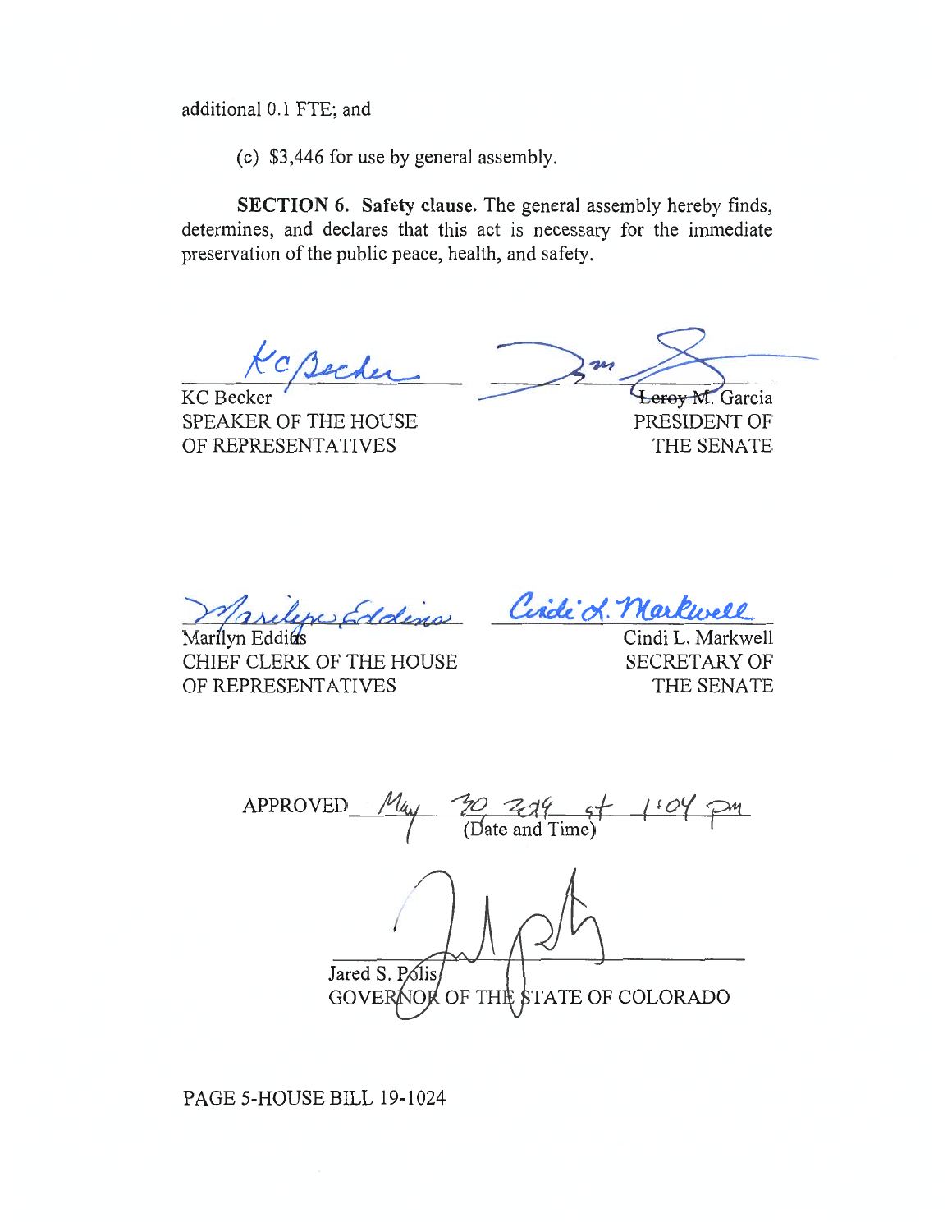additional 0.1 FTE; and

(c) $3,446 for use by general assembly.

**SECTION 6. Safety clause.** The general assembly hereby finds, determines, and declares that this act is necessary for the immediate preservation of the public peace, health, and safety.

KC Becker
SPEAKER OF THE HOUSE
OF REPRESENTATIVES

Leroy M. Garcia
PRESIDENT OF
THE SENATE

Marilyn Eddins
CHIEF CLERK OF THE HOUSE
OF REPRESENTATIVES

Cindi L. Markwell
SECRETARY OF
THE SENATE

APPROVED May 30 2019 at 1:04 pm
(Date and Time)

Jared S. Polis
GOVERNOR OF THE STATE OF COLORADO

PAGE 5-HOUSE BILL 19-1024